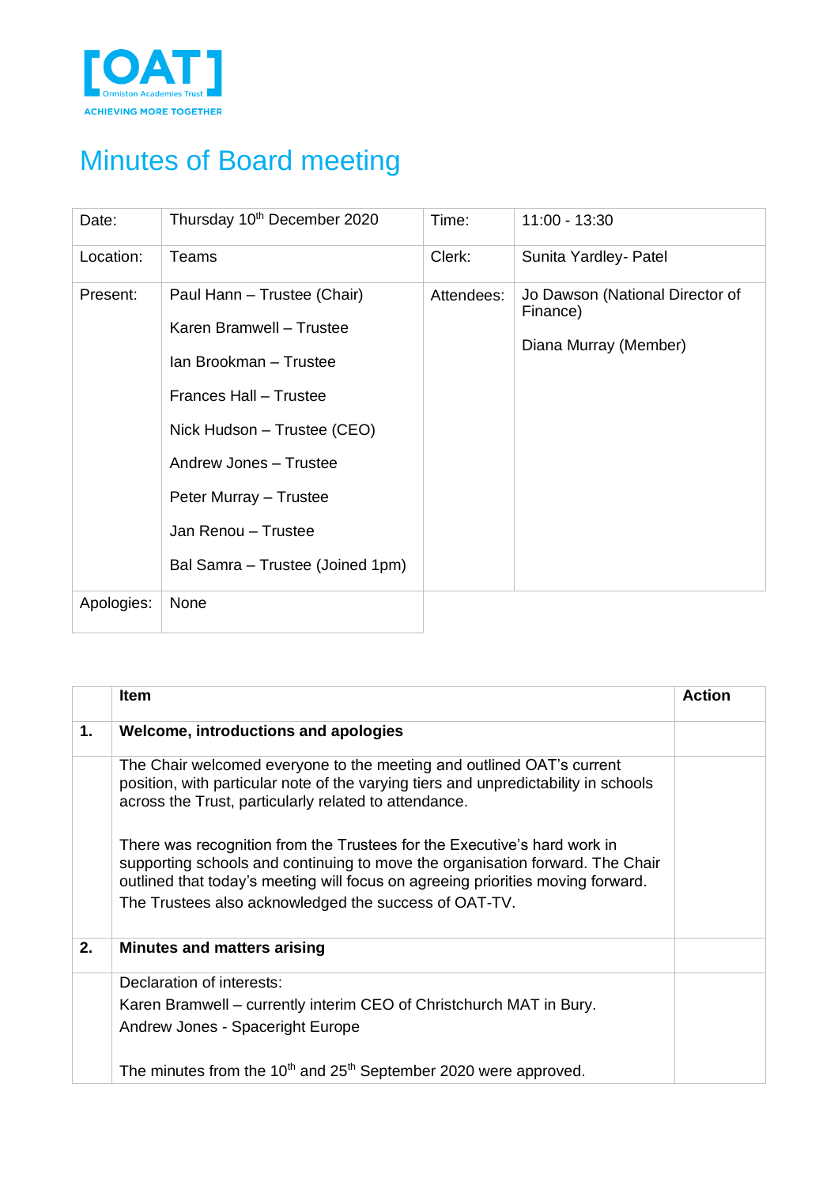[OAT] Ormiston Academies Trust

ACHIEVING MORE TOGETHER

# Minutes of Board meeting

| Date: | Thursday 10th December 2020 | Time: | 11:00 - 13:30 |
|---|---|---|---|
| Location: | Teams | Clerk: | Sunita Yardley- Patel |
| Present: | Paul Hann – Trustee (Chair)<br>Karen Bramwell – Trustee<br>Ian Brookman – Trustee<br>Frances Hall – Trustee<br>Nick Hudson – Trustee (CEO)<br>Andrew Jones – Trustee<br>Peter Murray – Trustee<br>Jan Renou – Trustee<br>Bal Samra – Trustee (Joined 1pm) | Attendees: | Jo Dawson (National Director of Finance)<br>Diana Murray (Member) |
| Apologies: | None | | |

| | Item | Action |
|---|---|---|
| **1.** | **Welcome, introductions and apologies** | |
| | The Chair welcomed everyone to the meeting and outlined OAT's current position, with particular note of the varying tiers and unpredictability in schools across the Trust, particularly related to attendance.<br><br>There was recognition from the Trustees for the Executive's hard work in supporting schools and continuing to move the organisation forward. The Chair outlined that today's meeting will focus on agreeing priorities moving forward.<br>The Trustees also acknowledged the success of OAT-TV. | |
| **2.** | **Minutes and matters arising** | |
| | Declaration of interests:<br>Karen Bramwell – currently interim CEO of Christchurch MAT in Bury.<br>Andrew Jones - Spaceright Europe<br><br>The minutes from the 10th and 25th September 2020 were approved. | |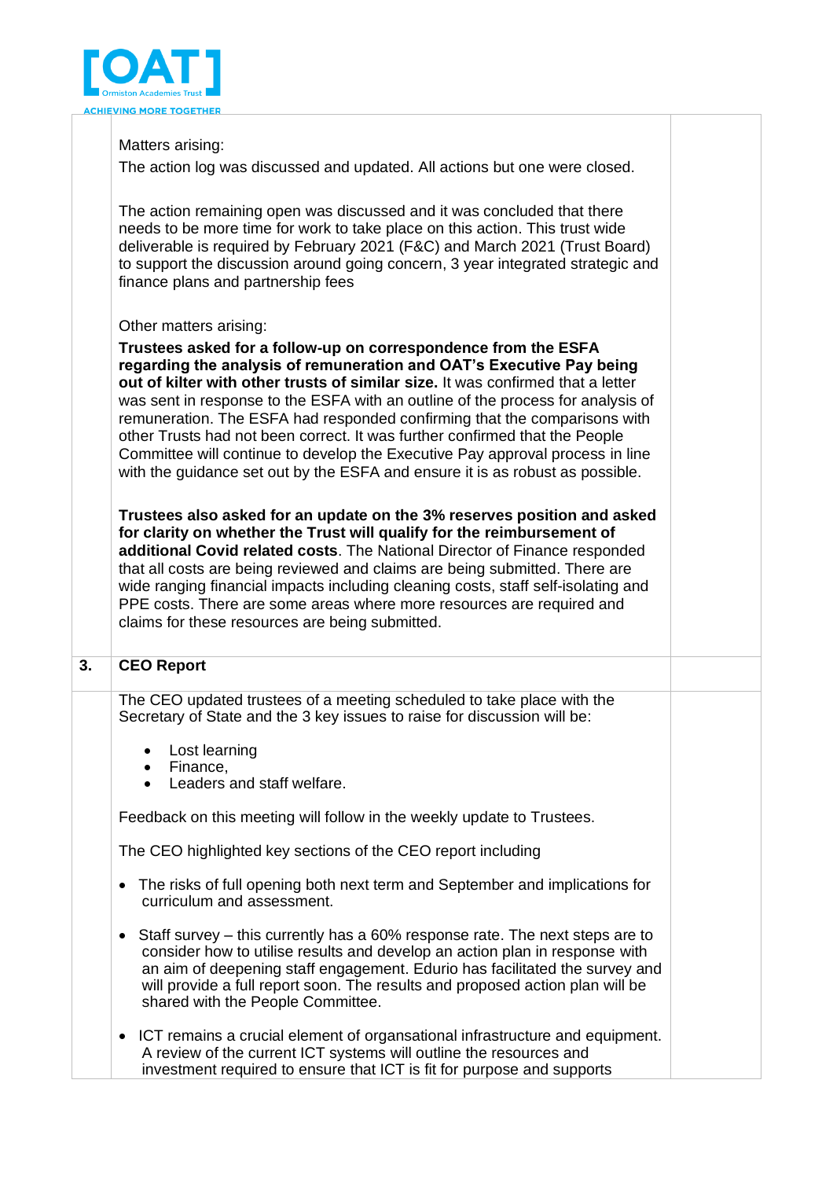Matters arising:

The action log was discussed and updated. All actions but one were closed.

The action remaining open was discussed and it was concluded that there needs to be more time for work to take place on this action. This trust wide deliverable is required by February 2021 (F&C) and March 2021 (Trust Board) to support the discussion around going concern, 3 year integrated strategic and finance plans and partnership fees

Other matters arising:

**Trustees asked for a follow-up on correspondence from the ESFA regarding the analysis of remuneration and OAT's Executive Pay being out of kilter with other trusts of similar size.** It was confirmed that a letter was sent in response to the ESFA with an outline of the process for analysis of remuneration. The ESFA had responded confirming that the comparisons with other Trusts had not been correct. It was further confirmed that the People Committee will continue to develop the Executive Pay approval process in line with the guidance set out by the ESFA and ensure it is as robust as possible.

**Trustees also asked for an update on the 3% reserves position and asked for clarity on whether the Trust will qualify for the reimbursement of additional Covid related costs**. The National Director of Finance responded that all costs are being reviewed and claims are being submitted. There are wide ranging financial impacts including cleaning costs, staff self-isolating and PPE costs. There are some areas where more resources are required and claims for these resources are being submitted.

## 3. CEO Report

The CEO updated trustees of a meeting scheduled to take place with the Secretary of State and the 3 key issues to raise for discussion will be:

- Lost learning
- Finance,
- Leaders and staff welfare.

Feedback on this meeting will follow in the weekly update to Trustees.

The CEO highlighted key sections of the CEO report including

- The risks of full opening both next term and September and implications for curriculum and assessment.

- Staff survey – this currently has a 60% response rate. The next steps are to consider how to utilise results and develop an action plan in response with an aim of deepening staff engagement. Edurio has facilitated the survey and will provide a full report soon. The results and proposed action plan will be shared with the People Committee.

- ICT remains a crucial element of organsational infrastructure and equipment. A review of the current ICT systems will outline the resources and investment required to ensure that ICT is fit for purpose and supports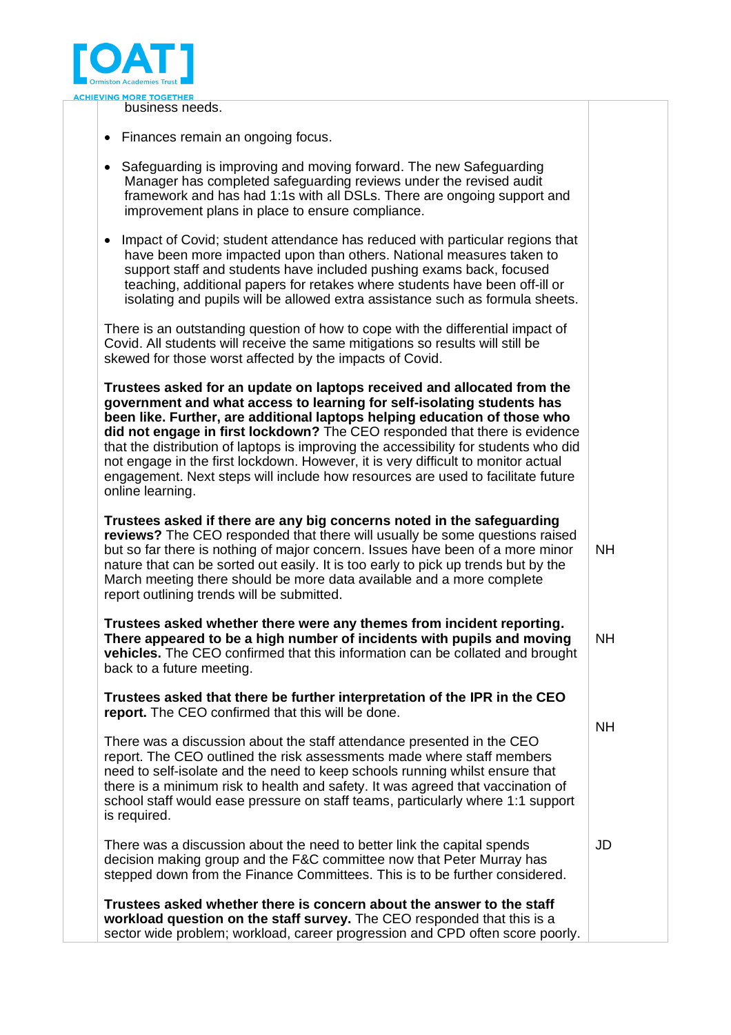| | |
|---|---|
| business needs.<br><br>• Finances remain an ongoing focus.<br><br>• Safeguarding is improving and moving forward. The new Safeguarding Manager has completed safeguarding reviews under the revised audit framework and has had 1:1s with all DSLs. There are ongoing support and improvement plans in place to ensure compliance.<br><br>• Impact of Covid; student attendance has reduced with particular regions that have been more impacted upon than others. National measures taken to support staff and students have included pushing exams back, focused teaching, additional papers for retakes where students have been off-ill or isolating and pupils will be allowed extra assistance such as formula sheets.<br><br>There is an outstanding question of how to cope with the differential impact of Covid. All students will receive the same mitigations so results will still be skewed for those worst affected by the impacts of Covid.<br><br>**Trustees asked for an update on laptops received and allocated from the government and what access to learning for self-isolating students has been like. Further, are additional laptops helping education of those who did not engage in first lockdown?** The CEO responded that there is evidence that the distribution of laptops is improving the accessibility for students who did not engage in the first lockdown. However, it is very difficult to monitor actual engagement. Next steps will include how resources are used to facilitate future online learning. | |
| **Trustees asked if there are any big concerns noted in the safeguarding reviews?** The CEO responded that there will usually be some questions raised but so far there is nothing of major concern. Issues have been of a more minor nature that can be sorted out easily. It is too early to pick up trends but by the March meeting there should be more data available and a more complete report outlining trends will be submitted. | NH |
| **Trustees asked whether there were any themes from incident reporting. There appeared to be a high number of incidents with pupils and moving vehicles.** The CEO confirmed that this information can be collated and brought back to a future meeting. | NH |
| **Trustees asked that there be further interpretation of the IPR in the CEO report.** The CEO confirmed that this will be done.<br><br>There was a discussion about the staff attendance presented in the CEO report. The CEO outlined the risk assessments made where staff members need to self-isolate and the need to keep schools running whilst ensure that there is a minimum risk to health and safety. It was agreed that vaccination of school staff would ease pressure on staff teams, particularly where 1:1 support is required. | NH |
| There was a discussion about the need to better link the capital spends decision making group and the F&C committee now that Peter Murray has stepped down from the Finance Committees. This is to be further considered. | JD |
| **Trustees asked whether there is concern about the answer to the staff workload question on the staff survey.** The CEO responded that this is a sector wide problem; workload, career progression and CPD often score poorly. | |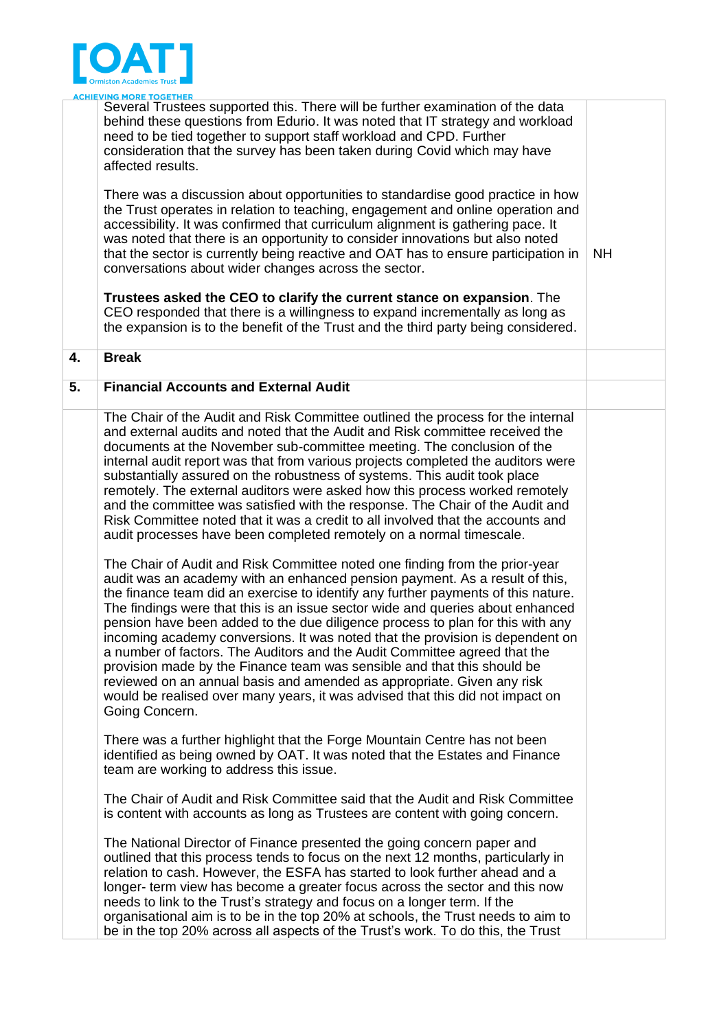| | | |
|---|---|---|
| | Several Trustees supported this. There will be further examination of the data behind these questions from Edurio. It was noted that IT strategy and workload need to be tied together to support staff workload and CPD. Further consideration that the survey has been taken during Covid which may have affected results.<br><br>There was a discussion about opportunities to standardise good practice in how the Trust operates in relation to teaching, engagement and online operation and accessibility. It was confirmed that curriculum alignment is gathering pace. It was noted that there is an opportunity to consider innovations but also noted that the sector is currently being reactive and OAT has to ensure participation in conversations about wider changes across the sector.<br><br>**Trustees asked the CEO to clarify the current stance on expansion**. The CEO responded that there is a willingness to expand incrementally as long as the expansion is to the benefit of the Trust and the third party being considered. | NH |
| **4.** | **Break** | |
| **5.** | **Financial Accounts and External Audit** | |
| | The Chair of the Audit and Risk Committee outlined the process for the internal and external audits and noted that the Audit and Risk committee received the documents at the November sub-committee meeting. The conclusion of the internal audit report was that from various projects completed the auditors were substantially assured on the robustness of systems. This audit took place remotely. The external auditors were asked how this process worked remotely and the committee was satisfied with the response. The Chair of the Audit and Risk Committee noted that it was a credit to all involved that the accounts and audit processes have been completed remotely on a normal timescale.<br><br>The Chair of Audit and Risk Committee noted one finding from the prior-year audit was an academy with an enhanced pension payment. As a result of this, the finance team did an exercise to identify any further payments of this nature. The findings were that this is an issue sector wide and queries about enhanced pension have been added to the due diligence process to plan for this with any incoming academy conversions. It was noted that the provision is dependent on a number of factors. The Auditors and the Audit Committee agreed that the provision made by the Finance team was sensible and that this should be reviewed on an annual basis and amended as appropriate. Given any risk would be realised over many years, it was advised that this did not impact on Going Concern.<br><br>There was a further highlight that the Forge Mountain Centre has not been identified as being owned by OAT. It was noted that the Estates and Finance team are working to address this issue.<br><br>The Chair of Audit and Risk Committee said that the Audit and Risk Committee is content with accounts as long as Trustees are content with going concern.<br><br>The National Director of Finance presented the going concern paper and outlined that this process tends to focus on the next 12 months, particularly in relation to cash. However, the ESFA has started to look further ahead and a longer- term view has become a greater focus across the sector and this now needs to link to the Trust's strategy and focus on a longer term. If the organisational aim is to be in the top 20% at schools, the Trust needs to aim to be in the top 20% across all aspects of the Trust's work. To do this, the Trust | |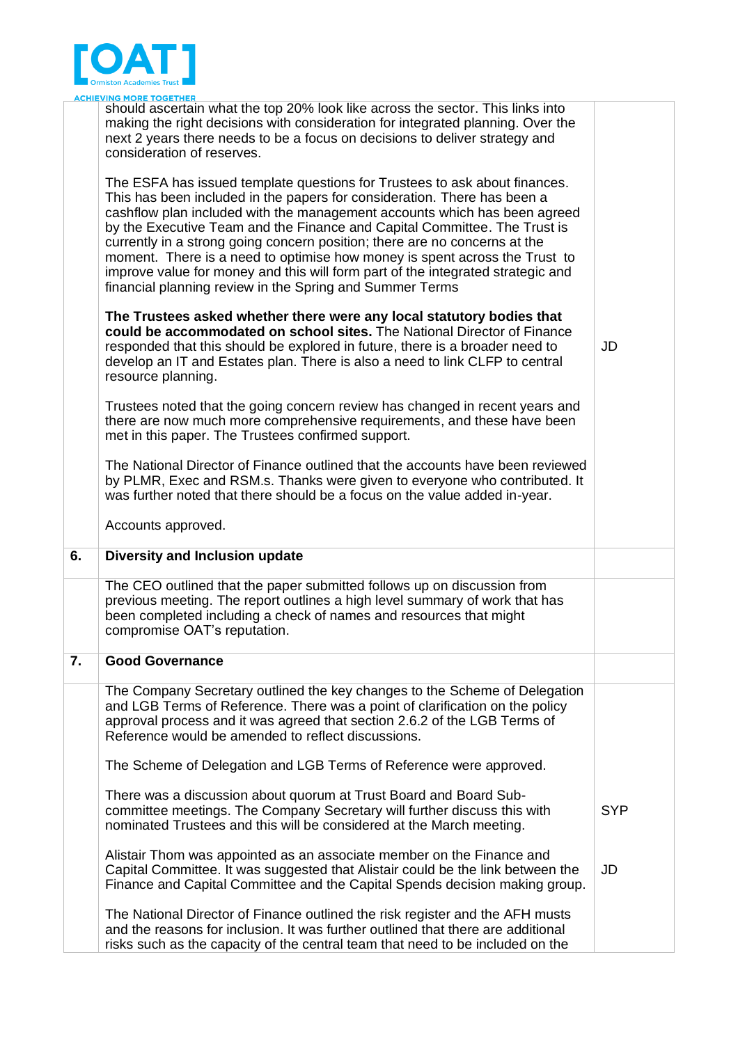| | | |
|---|---|---|
| | should ascertain what the top 20% look like across the sector. This links into making the right decisions with consideration for integrated planning. Over the next 2 years there needs to be a focus on decisions to deliver strategy and consideration of reserves.<br><br>The ESFA has issued template questions for Trustees to ask about finances. This has been included in the papers for consideration. There has been a cashflow plan included with the management accounts which has been agreed by the Executive Team and the Finance and Capital Committee. The Trust is currently in a strong going concern position; there are no concerns at the moment. There is a need to optimise how money is spent across the Trust to improve value for money and this will form part of the integrated strategic and financial planning review in the Spring and Summer Terms<br><br>**The Trustees asked whether there were any local statutory bodies that could be accommodated on school sites.** The National Director of Finance responded that this should be explored in future, there is a broader need to develop an IT and Estates plan. There is also a need to link CLFP to central resource planning.<br><br>Trustees noted that the going concern review has changed in recent years and there are now much more comprehensive requirements, and these have been met in this paper. The Trustees confirmed support.<br><br>The National Director of Finance outlined that the accounts have been reviewed by PLMR, Exec and RSM.s. Thanks were given to everyone who contributed. It was further noted that there should be a focus on the value added in-year.<br><br>Accounts approved. | JD |
| **6.** | **Diversity and Inclusion update** | |
| | The CEO outlined that the paper submitted follows up on discussion from previous meeting. The report outlines a high level summary of work that has been completed including a check of names and resources that might compromise OAT's reputation. | |
| **7.** | **Good Governance** | |
| | The Company Secretary outlined the key changes to the Scheme of Delegation and LGB Terms of Reference. There was a point of clarification on the policy approval process and it was agreed that section 2.6.2 of the LGB Terms of Reference would be amended to reflect discussions.<br><br>The Scheme of Delegation and LGB Terms of Reference were approved.<br><br>There was a discussion about quorum at Trust Board and Board Sub-committee meetings. The Company Secretary will further discuss this with nominated Trustees and this will be considered at the March meeting.<br><br>Alistair Thom was appointed as an associate member on the Finance and Capital Committee. It was suggested that Alistair could be the link between the Finance and Capital Committee and the Capital Spends decision making group.<br><br>The National Director of Finance outlined the risk register and the AFH musts and the reasons for inclusion. It was further outlined that there are additional risks such as the capacity of the central team that need to be included on the | SYP<br><br>JD |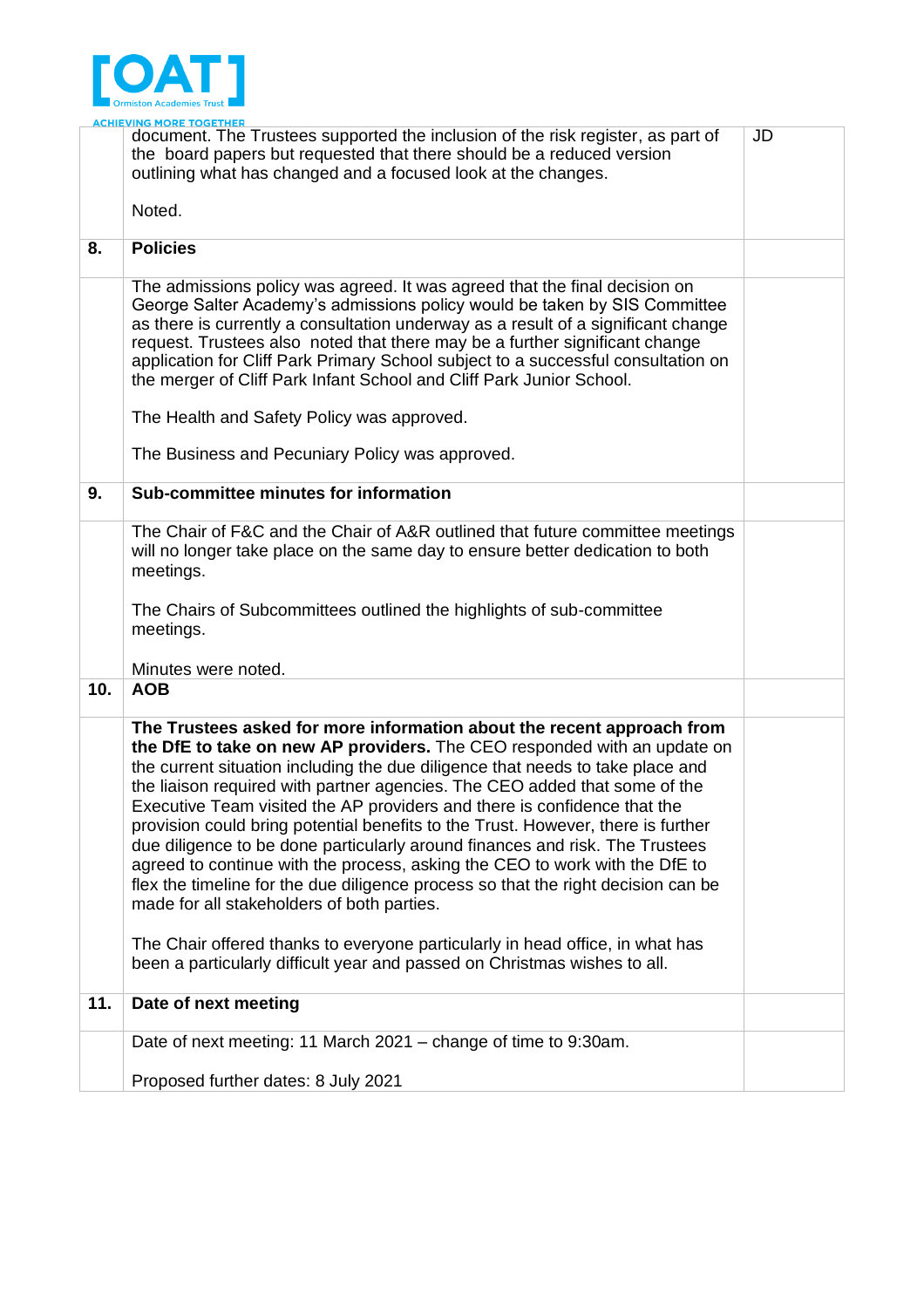| | | |
|---|---|---|
| | document. The Trustees supported the inclusion of the risk register, as part of the board papers but requested that there should be a reduced version outlining what has changed and a focused look at the changes.<br><br>Noted. | JD |
| **8.** | **Policies** | |
| | The admissions policy was agreed. It was agreed that the final decision on George Salter Academy's admissions policy would be taken by SIS Committee as there is currently a consultation underway as a result of a significant change request. Trustees also noted that there may be a further significant change application for Cliff Park Primary School subject to a successful consultation on the merger of Cliff Park Infant School and Cliff Park Junior School.<br><br>The Health and Safety Policy was approved.<br><br>The Business and Pecuniary Policy was approved. | |
| **9.** | **Sub-committee minutes for information** | |
| | The Chair of F&C and the Chair of A&R outlined that future committee meetings will no longer take place on the same day to ensure better dedication to both meetings.<br><br>The Chairs of Subcommittees outlined the highlights of sub-committee meetings.<br><br>Minutes were noted. | |
| **10.** | **AOB** | |
| | **The Trustees asked for more information about the recent approach from the DfE to take on new AP providers.** The CEO responded with an update on the current situation including the due diligence that needs to take place and the liaison required with partner agencies. The CEO added that some of the Executive Team visited the AP providers and there is confidence that the provision could bring potential benefits to the Trust. However, there is further due diligence to be done particularly around finances and risk. The Trustees agreed to continue with the process, asking the CEO to work with the DfE to flex the timeline for the due diligence process so that the right decision can be made for all stakeholders of both parties.<br><br>The Chair offered thanks to everyone particularly in head office, in what has been a particularly difficult year and passed on Christmas wishes to all. | |
| **11.** | **Date of next meeting** | |
| | Date of next meeting: 11 March 2021 – change of time to 9:30am.<br><br>Proposed further dates: 8 July 2021 | |